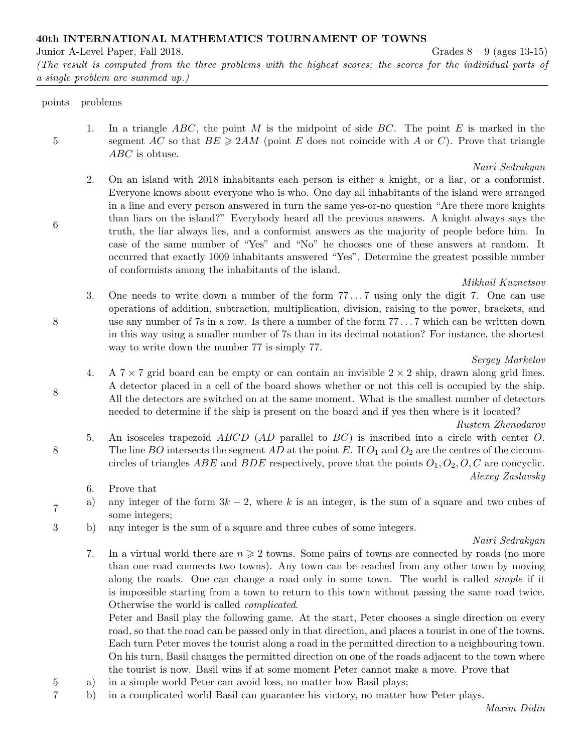**40th INTERNATIONAL MATHEMATICS TOURNAMENT OF TOWNS**

Junior A-Level Paper, Fall 2018. Grades 8 – 9 (ages 13-15)

*(The result is computed from the three problems with the highest scores; the scores for the individual parts of a single problem are summed up.)*

---

| points | problems |
|---|---|

**1.** (5 points) In a triangle $ABC$, the point $M$ is the midpoint of side $BC$. The point $E$ is marked in the segment $AC$ so that $BE \geqslant 2AM$ (point $E$ does not coincide with $A$ or $C$). Prove that triangle $ABC$ is obtuse.

*Nairi Sedrakyan*

**2.** (6 points) On an island with 2018 inhabitants each person is either a knight, or a liar, or a conformist. Everyone knows about everyone who is who. One day all inhabitants of the island were arranged in a line and every person answered in turn the same yes-or-no question "Are there more knights than liars on the island?" Everybody heard all the previous answers. A knight always says the truth, the liar always lies, and a conformist answers as the majority of people before him. In case of the same number of "Yes" and "No" he chooses one of these answers at random. It occurred that exactly 1009 inhabitants answered "Yes". Determine the greatest possible number of conformists among the inhabitants of the island.

*Mikhail Kuznetsov*

**3.** (8 points) One needs to write down a number of the form $77\ldots7$ using only the digit 7. One can use operations of addition, subtraction, multiplication, division, raising to the power, brackets, and use any number of 7s in a row. Is there a number of the form $77\ldots7$ which can be written down in this way using a smaller number of 7s than in its decimal notation? For instance, the shortest way to write down the number 77 is simply 77.

*Sergey Markelov*

**4.** (8 points) A $7\times7$ grid board can be empty or can contain an invisible $2\times2$ ship, drawn along grid lines. A detector placed in a cell of the board shows whether or not this cell is occupied by the ship. All the detectors are switched on at the same moment. What is the smallest number of detectors needed to determine if the ship is present on the board and if yes then where is it located?

*Rustem Zhenodarov*

**5.** (8 points) An isosceles trapezoid $ABCD$ ($AD$ parallel to $BC$) is inscribed into a circle with center $O$. The line $BO$ intersects the segment $AD$ at the point $E$. If $O_1$ and $O_2$ are the centres of the circumcircles of triangles $ABE$ and $BDE$ respectively, prove that the points $O_1, O_2, O, C$ are concyclic.

*Alexey Zaslavsky*

**6.** Prove that

a) (7 points) any integer of the form $3k-2$, where $k$ is an integer, is the sum of a square and two cubes of some integers;

b) (3 points) any integer is the sum of a square and three cubes of some integers.

*Nairi Sedrakyan*

**7.** In a virtual world there are $n \geqslant 2$ towns. Some pairs of towns are connected by roads (no more than one road connects two towns). Any town can be reached from any other town by moving along the roads. One can change a road only in some town. The world is called *simple* if it is impossible starting from a town to return to this town without passing the same road twice. Otherwise the world is called *complicated*.

Peter and Basil play the following game. At the start, Peter chooses a single direction on every road, so that the road can be passed only in that direction, and places a tourist in one of the towns. Each turn Peter moves the tourist along a road in the permitted direction to a neighbouring town. On his turn, Basil changes the permitted direction on one of the roads adjacent to the town where the tourist is now. Basil wins if at some moment Peter cannot make a move. Prove that

a) (5 points) in a simple world Peter can avoid loss, no matter how Basil plays;

b) (7 points) in a complicated world Basil can guarantee his victory, no matter how Peter plays.

*Maxim Didin*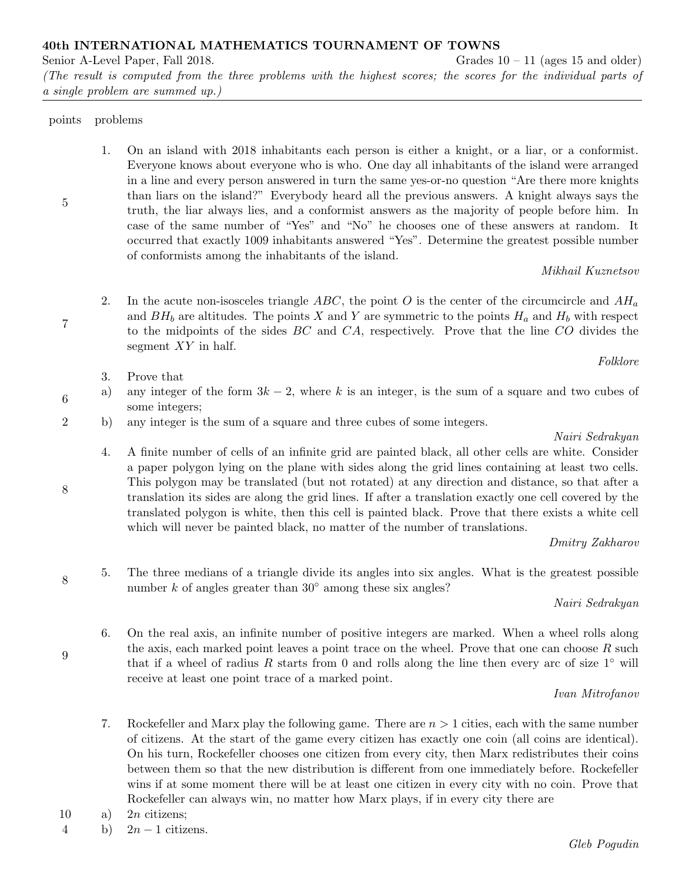**40th INTERNATIONAL MATHEMATICS TOURNAMENT OF TOWNS**

Senior A-Level Paper, Fall 2018. Grades 10 – 11 (ages 15 and older)

*(The result is computed from the three problems with the highest scores; the scores for the individual parts of a single problem are summed up.)*

---

| points | problems |
|---|---|

**1.** (5 points) On an island with 2018 inhabitants each person is either a knight, or a liar, or a conformist. Everyone knows about everyone who is who. One day all inhabitants of the island were arranged in a line and every person answered in turn the same yes-or-no question "Are there more knights than liars on the island?" Everybody heard all the previous answers. A knight always says the truth, the liar always lies, and a conformist answers as the majority of people before him. In case of the same number of "Yes" and "No" he chooses one of these answers at random. It occurred that exactly 1009 inhabitants answered "Yes". Determine the greatest possible number of conformists among the inhabitants of the island.

*Mikhail Kuznetsov*

**2.** (7 points) In the acute non-isosceles triangle $ABC$, the point $O$ is the center of the circumcircle and $AH_a$ and $BH_b$ are altitudes. The points $X$ and $Y$ are symmetric to the points $H_a$ and $H_b$ with respect to the midpoints of the sides $BC$ and $CA$, respectively. Prove that the line $CO$ divides the segment $XY$ in half.

*Folklore*

**3.** Prove that

a) (6 points) any integer of the form $3k - 2$, where $k$ is an integer, is the sum of a square and two cubes of some integers;

b) (2 points) any integer is the sum of a square and three cubes of some integers.

*Nairi Sedrakyan*

**4.** (8 points) A finite number of cells of an infinite grid are painted black, all other cells are white. Consider a paper polygon lying on the plane with sides along the grid lines containing at least two cells. This polygon may be translated (but not rotated) at any direction and distance, so that after a translation its sides are along the grid lines. If after a translation exactly one cell covered by the translated polygon is white, then this cell is painted black. Prove that there exists a white cell which will never be painted black, no matter of the number of translations.

*Dmitry Zakharov*

**5.** (8 points) The three medians of a triangle divide its angles into six angles. What is the greatest possible number $k$ of angles greater than $30^\circ$ among these six angles?

*Nairi Sedrakyan*

**6.** (9 points) On the real axis, an infinite number of positive integers are marked. When a wheel rolls along the axis, each marked point leaves a point trace on the wheel. Prove that one can choose $R$ such that if a wheel of radius $R$ starts from 0 and rolls along the line then every arc of size $1^\circ$ will receive at least one point trace of a marked point.

*Ivan Mitrofanov*

**7.** Rockefeller and Marx play the following game. There are $n > 1$ cities, each with the same number of citizens. At the start of the game every citizen has exactly one coin (all coins are identical). On his turn, Rockefeller chooses one citizen from every city, then Marx redistributes their coins between them so that the new distribution is different from one immediately before. Rockefeller wins if at some moment there will be at least one citizen in every city with no coin. Prove that Rockefeller can always win, no matter how Marx plays, if in every city there are

a) (10 points) $2n$ citizens;

b) (4 points) $2n - 1$ citizens.

*Gleb Pogudin*